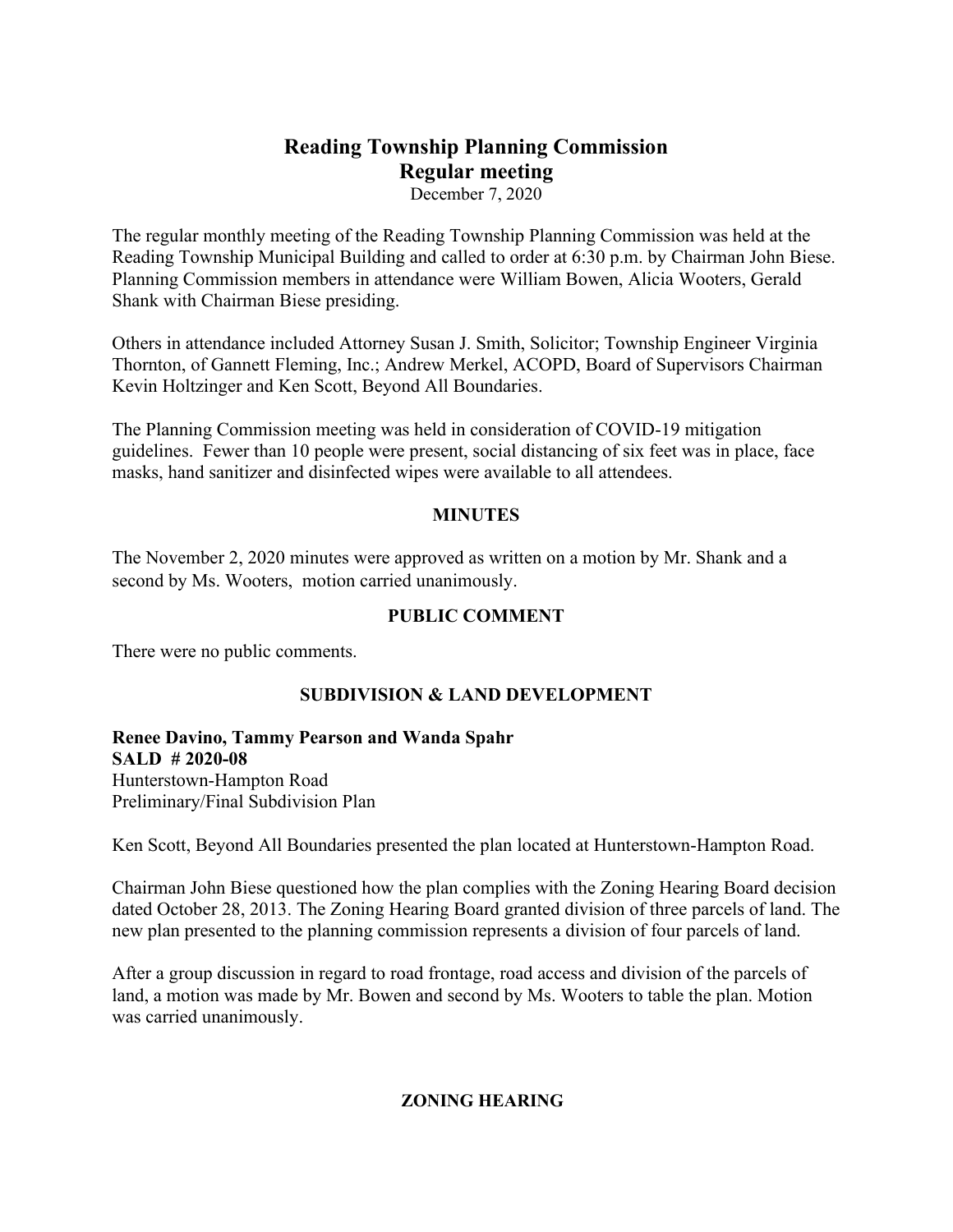# Reading Township Planning Commission
## Regular meeting

December 7, 2020

The regular monthly meeting of the Reading Township Planning Commission was held at the Reading Township Municipal Building and called to order at 6:30 p.m. by Chairman John Biese. Planning Commission members in attendance were William Bowen, Alicia Wooters, Gerald Shank with Chairman Biese presiding.

Others in attendance included Attorney Susan J. Smith, Solicitor; Township Engineer Virginia Thornton, of Gannett Fleming, Inc.; Andrew Merkel, ACOPD, Board of Supervisors Chairman Kevin Holtzinger and Ken Scott, Beyond All Boundaries.

The Planning Commission meeting was held in consideration of COVID-19 mitigation guidelines. Fewer than 10 people were present, social distancing of six feet was in place, face masks, hand sanitizer and disinfected wipes were available to all attendees.

**MINUTES**

The November 2, 2020 minutes were approved as written on a motion by Mr. Shank and a second by Ms. Wooters, motion carried unanimously.

**PUBLIC COMMENT**

There were no public comments.

**SUBDIVISION & LAND DEVELOPMENT**

**Renee Davino, Tammy Pearson and Wanda Spahr**
**SALD # 2020-08**
Hunterstown-Hampton Road
Preliminary/Final Subdivision Plan

Ken Scott, Beyond All Boundaries presented the plan located at Hunterstown-Hampton Road.

Chairman John Biese questioned how the plan complies with the Zoning Hearing Board decision dated October 28, 2013. The Zoning Hearing Board granted division of three parcels of land. The new plan presented to the planning commission represents a division of four parcels of land.

After a group discussion in regard to road frontage, road access and division of the parcels of land, a motion was made by Mr. Bowen and second by Ms. Wooters to table the plan. Motion was carried unanimously.

**ZONING HEARING**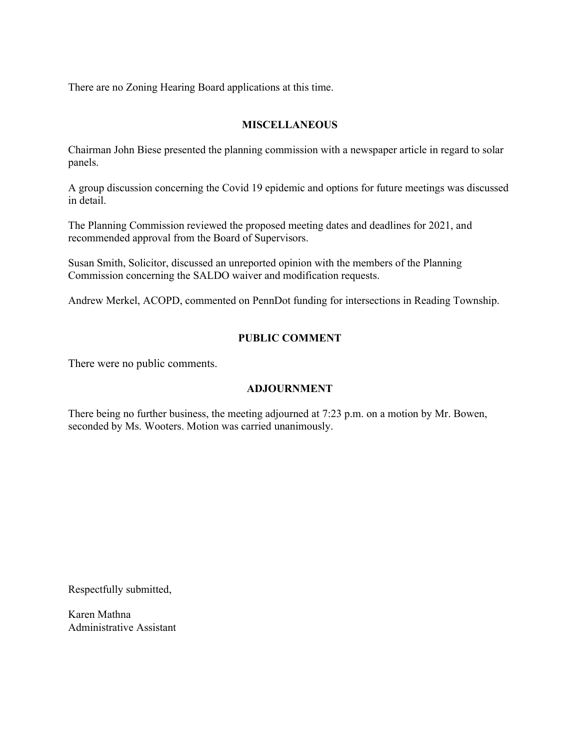There are no Zoning Hearing Board applications at this time.

## MISCELLANEOUS

Chairman John Biese presented the planning commission with a newspaper article in regard to solar panels.

A group discussion concerning the Covid 19 epidemic and options for future meetings was discussed in detail.

The Planning Commission reviewed the proposed meeting dates and deadlines for 2021, and recommended approval from the Board of Supervisors.

Susan Smith, Solicitor, discussed an unreported opinion with the members of the Planning Commission concerning the SALDO waiver and modification requests.

Andrew Merkel, ACOPD, commented on PennDot funding for intersections in Reading Township.

## PUBLIC COMMENT

There were no public comments.

## ADJOURNMENT

There being no further business, the meeting adjourned at 7:23 p.m. on a motion by Mr. Bowen, seconded by Ms. Wooters. Motion was carried unanimously.

Respectfully submitted,

Karen Mathna
Administrative Assistant